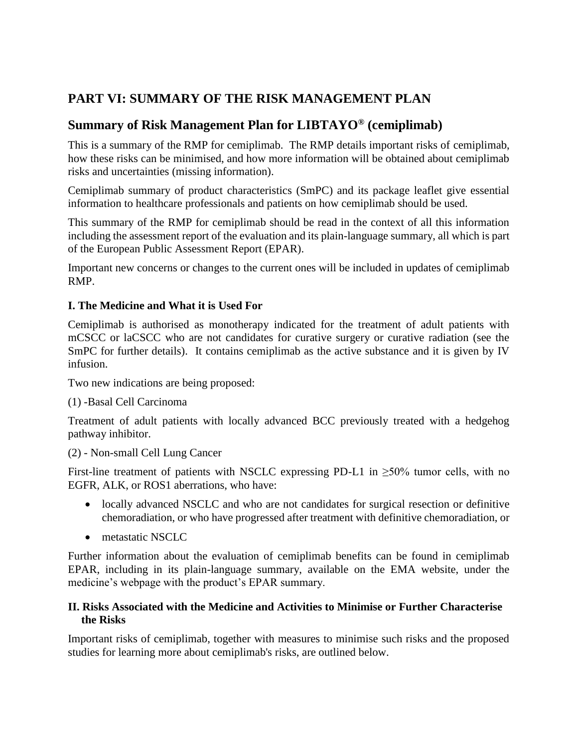# PART VI: SUMMARY OF THE RISK MANAGEMENT PLAN

## Summary of Risk Management Plan for LIBTAYO® (cemiplimab)

This is a summary of the RMP for cemiplimab. The RMP details important risks of cemiplimab, how these risks can be minimised, and how more information will be obtained about cemiplimab risks and uncertainties (missing information).

Cemiplimab summary of product characteristics (SmPC) and its package leaflet give essential information to healthcare professionals and patients on how cemiplimab should be used.

This summary of the RMP for cemiplimab should be read in the context of all this information including the assessment report of the evaluation and its plain-language summary, all which is part of the European Public Assessment Report (EPAR).

Important new concerns or changes to the current ones will be included in updates of cemiplimab RMP.

### I. The Medicine and What it is Used For

Cemiplimab is authorised as monotherapy indicated for the treatment of adult patients with mCSCC or laCSCC who are not candidates for curative surgery or curative radiation (see the SmPC for further details). It contains cemiplimab as the active substance and it is given by IV infusion.

Two new indications are being proposed:

(1) -Basal Cell Carcinoma

Treatment of adult patients with locally advanced BCC previously treated with a hedgehog pathway inhibitor.

(2) - Non-small Cell Lung Cancer

First-line treatment of patients with NSCLC expressing PD-L1 in ≥50% tumor cells, with no EGFR, ALK, or ROS1 aberrations, who have:

- locally advanced NSCLC and who are not candidates for surgical resection or definitive chemoradiation, or who have progressed after treatment with definitive chemoradiation, or
- metastatic NSCLC

Further information about the evaluation of cemiplimab benefits can be found in cemiplimab EPAR, including in its plain-language summary, available on the EMA website, under the medicine's webpage with the product's EPAR summary.

### II. Risks Associated with the Medicine and Activities to Minimise or Further Characterise the Risks

Important risks of cemiplimab, together with measures to minimise such risks and the proposed studies for learning more about cemiplimab's risks, are outlined below.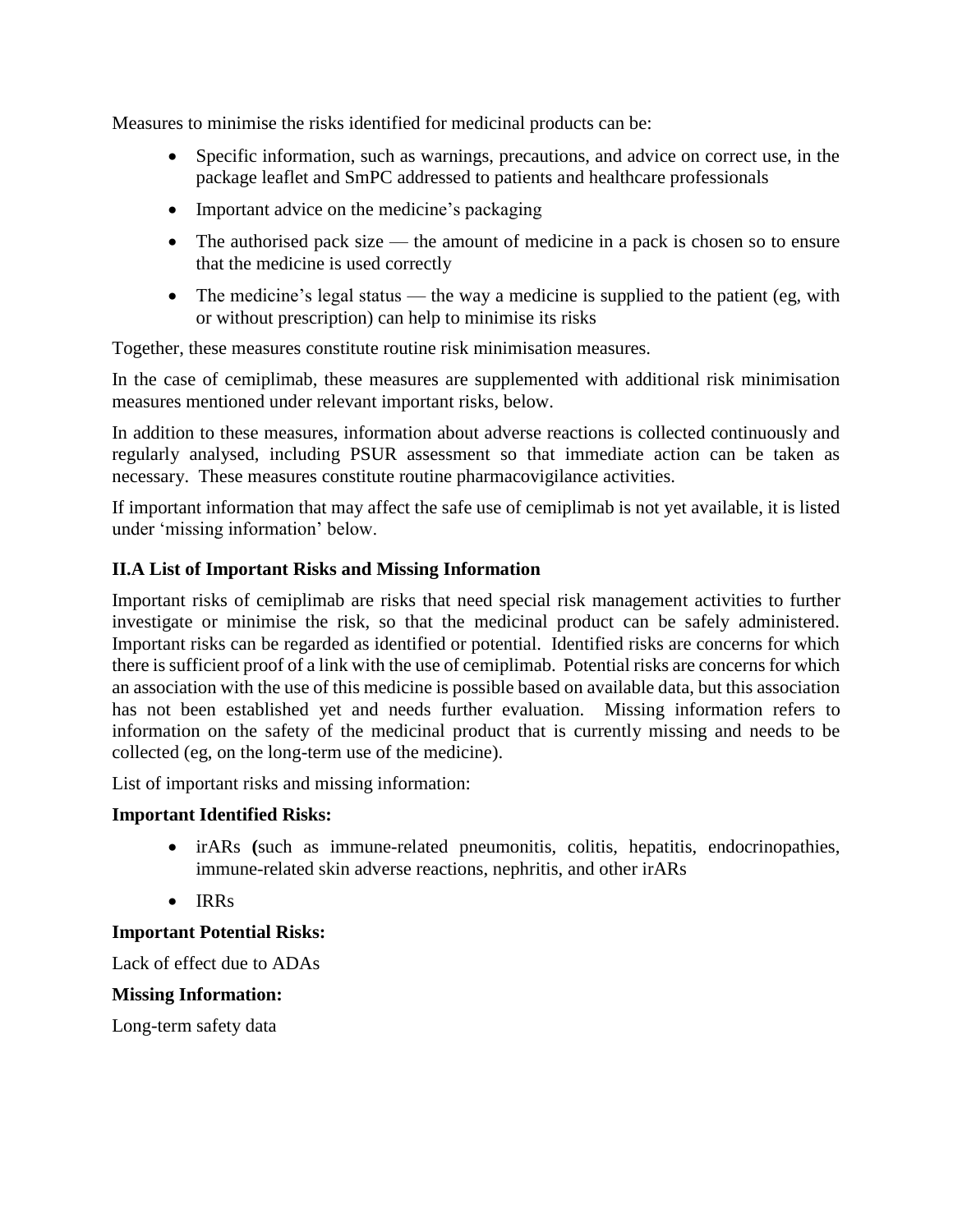Measures to minimise the risks identified for medicinal products can be:

- Specific information, such as warnings, precautions, and advice on correct use, in the package leaflet and SmPC addressed to patients and healthcare professionals
- Important advice on the medicine's packaging
- The authorised pack size — the amount of medicine in a pack is chosen so to ensure that the medicine is used correctly
- The medicine's legal status — the way a medicine is supplied to the patient (eg, with or without prescription) can help to minimise its risks

Together, these measures constitute routine risk minimisation measures.

In the case of cemiplimab, these measures are supplemented with additional risk minimisation measures mentioned under relevant important risks, below.

In addition to these measures, information about adverse reactions is collected continuously and regularly analysed, including PSUR assessment so that immediate action can be taken as necessary. These measures constitute routine pharmacovigilance activities.

If important information that may affect the safe use of cemiplimab is not yet available, it is listed under 'missing information' below.

### II.A List of Important Risks and Missing Information

Important risks of cemiplimab are risks that need special risk management activities to further investigate or minimise the risk, so that the medicinal product can be safely administered. Important risks can be regarded as identified or potential. Identified risks are concerns for which there is sufficient proof of a link with the use of cemiplimab. Potential risks are concerns for which an association with the use of this medicine is possible based on available data, but this association has not been established yet and needs further evaluation. Missing information refers to information on the safety of the medicinal product that is currently missing and needs to be collected (eg, on the long-term use of the medicine).

List of important risks and missing information:

**Important Identified Risks:**

- irARs **(**such as immune-related pneumonitis, colitis, hepatitis, endocrinopathies, immune-related skin adverse reactions, nephritis, and other irARs
- IRRs

**Important Potential Risks:**

Lack of effect due to ADAs

**Missing Information:**

Long-term safety data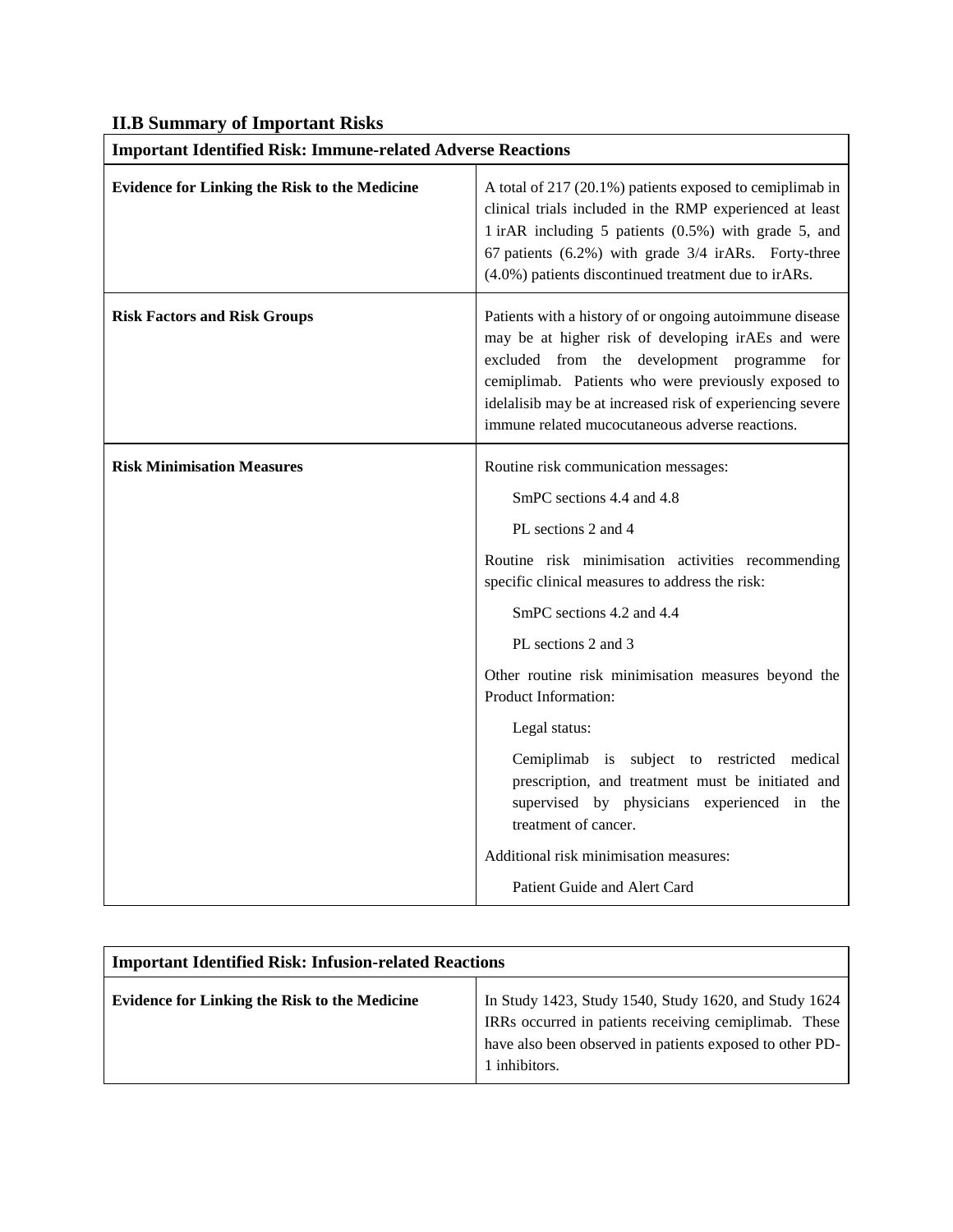## II.B Summary of Important Risks

| Important Identified Risk: Immune-related Adverse Reactions | |
|---|---|
| **Evidence for Linking the Risk to the Medicine** | A total of 217 (20.1%) patients exposed to cemiplimab in clinical trials included in the RMP experienced at least 1 irAR including 5 patients (0.5%) with grade 5, and 67 patients (6.2%) with grade 3/4 irARs. Forty-three (4.0%) patients discontinued treatment due to irARs. |
| **Risk Factors and Risk Groups** | Patients with a history of or ongoing autoimmune disease may be at higher risk of developing irAEs and were excluded from the development programme for cemiplimab. Patients who were previously exposed to idelalisib may be at increased risk of experiencing severe immune related mucocutaneous adverse reactions. |
| **Risk Minimisation Measures** | Routine risk communication messages:<br>SmPC sections 4.4 and 4.8<br>PL sections 2 and 4<br>Routine risk minimisation activities recommending specific clinical measures to address the risk:<br>SmPC sections 4.2 and 4.4<br>PL sections 2 and 3<br>Other routine risk minimisation measures beyond the Product Information:<br>Legal status:<br>Cemiplimab is subject to restricted medical prescription, and treatment must be initiated and supervised by physicians experienced in the treatment of cancer.<br>Additional risk minimisation measures:<br>Patient Guide and Alert Card |

| Important Identified Risk: Infusion-related Reactions | |
|---|---|
| **Evidence for Linking the Risk to the Medicine** | In Study 1423, Study 1540, Study 1620, and Study 1624 IRRs occurred in patients receiving cemiplimab. These have also been observed in patients exposed to other PD-1 inhibitors. |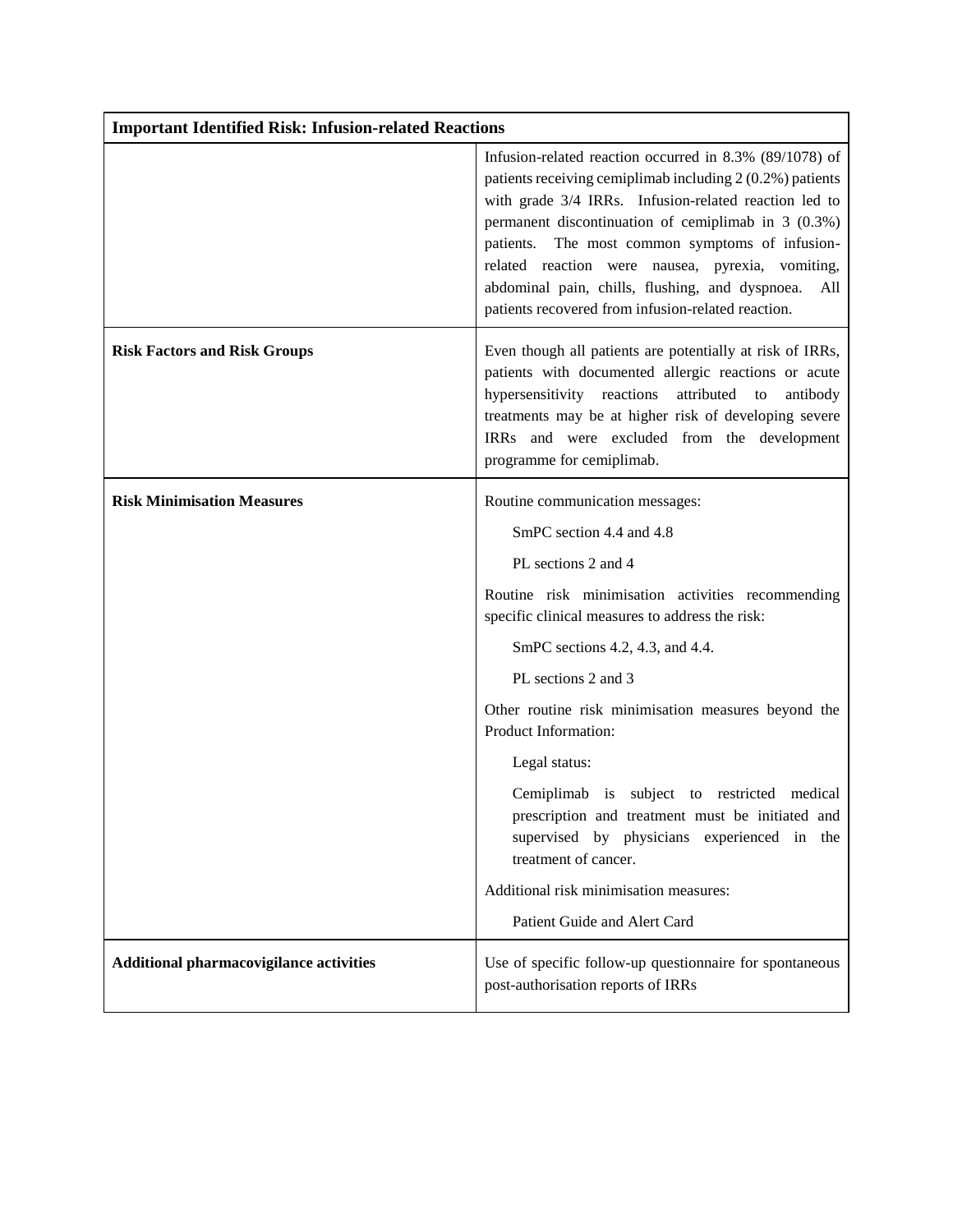| Important Identified Risk: Infusion-related Reactions | |
|---|---|
| | Infusion-related reaction occurred in 8.3% (89/1078) of patients receiving cemiplimab including 2 (0.2%) patients with grade 3/4 IRRs. Infusion-related reaction led to permanent discontinuation of cemiplimab in 3 (0.3%) patients. The most common symptoms of infusion-related reaction were nausea, pyrexia, vomiting, abdominal pain, chills, flushing, and dyspnoea. All patients recovered from infusion-related reaction. |
| **Risk Factors and Risk Groups** | Even though all patients are potentially at risk of IRRs, patients with documented allergic reactions or acute hypersensitivity reactions attributed to antibody treatments may be at higher risk of developing severe IRRs and were excluded from the development programme for cemiplimab. |
| **Risk Minimisation Measures** | Routine communication messages:<br>SmPC section 4.4 and 4.8<br>PL sections 2 and 4<br>Routine risk minimisation activities recommending specific clinical measures to address the risk:<br>SmPC sections 4.2, 4.3, and 4.4.<br>PL sections 2 and 3<br>Other routine risk minimisation measures beyond the Product Information:<br>Legal status:<br>Cemiplimab is subject to restricted medical prescription and treatment must be initiated and supervised by physicians experienced in the treatment of cancer.<br>Additional risk minimisation measures:<br>Patient Guide and Alert Card |
| **Additional pharmacovigilance activities** | Use of specific follow-up questionnaire for spontaneous post-authorisation reports of IRRs |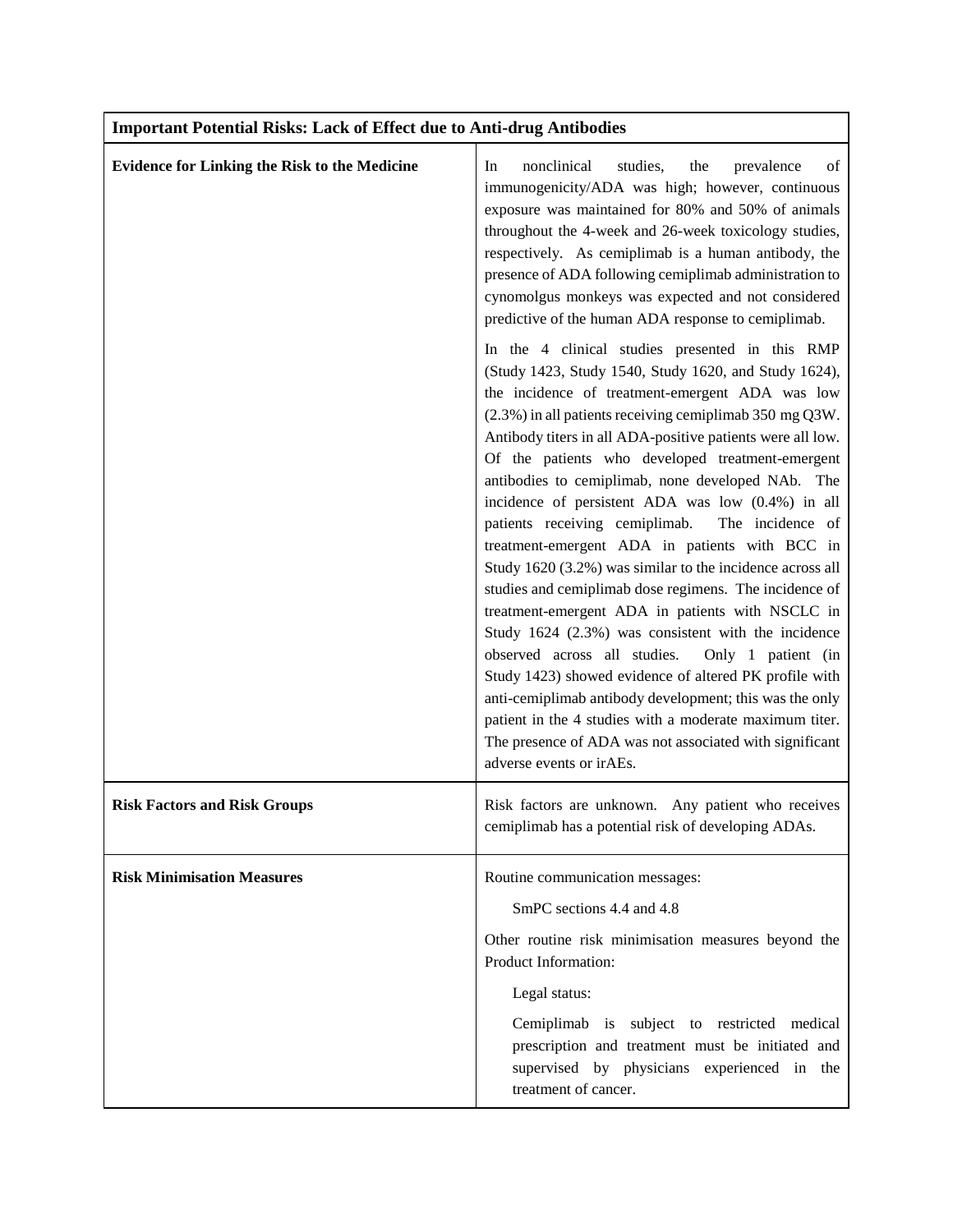| Important Potential Risks: Lack of Effect due to Anti-drug Antibodies | |
|---|---|
| **Evidence for Linking the Risk to the Medicine** | In nonclinical studies, the prevalence of immunogenicity/ADA was high; however, continuous exposure was maintained for 80% and 50% of animals throughout the 4-week and 26-week toxicology studies, respectively. As cemiplimab is a human antibody, the presence of ADA following cemiplimab administration to cynomolgus monkeys was expected and not considered predictive of the human ADA response to cemiplimab.<br><br>In the 4 clinical studies presented in this RMP (Study 1423, Study 1540, Study 1620, and Study 1624), the incidence of treatment-emergent ADA was low (2.3%) in all patients receiving cemiplimab 350 mg Q3W. Antibody titers in all ADA-positive patients were all low. Of the patients who developed treatment-emergent antibodies to cemiplimab, none developed NAb. The incidence of persistent ADA was low (0.4%) in all patients receiving cemiplimab. The incidence of treatment-emergent ADA in patients with BCC in Study 1620 (3.2%) was similar to the incidence across all studies and cemiplimab dose regimens. The incidence of treatment-emergent ADA in patients with NSCLC in Study 1624 (2.3%) was consistent with the incidence observed across all studies. Only 1 patient (in Study 1423) showed evidence of altered PK profile with anti-cemiplimab antibody development; this was the only patient in the 4 studies with a moderate maximum titer. The presence of ADA was not associated with significant adverse events or irAEs. |
| **Risk Factors and Risk Groups** | Risk factors are unknown. Any patient who receives cemiplimab has a potential risk of developing ADAs. |
| **Risk Minimisation Measures** | Routine communication messages:<br><br>SmPC sections 4.4 and 4.8<br><br>Other routine risk minimisation measures beyond the Product Information:<br><br>Legal status:<br><br>Cemiplimab is subject to restricted medical prescription and treatment must be initiated and supervised by physicians experienced in the treatment of cancer. |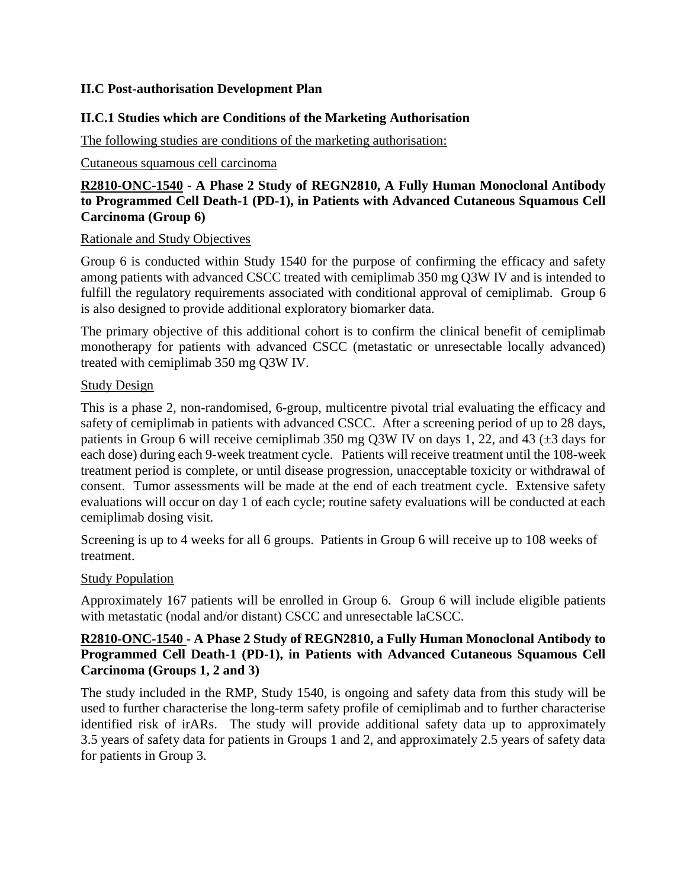## II.C Post-authorisation Development Plan

### II.C.1 Studies which are Conditions of the Marketing Authorisation

<u>The following studies are conditions of the marketing authorisation:</u>

<u>Cutaneous squamous cell carcinoma</u>

**<u>R2810-ONC-1540</u> - A Phase 2 Study of REGN2810, A Fully Human Monoclonal Antibody to Programmed Cell Death-1 (PD-1), in Patients with Advanced Cutaneous Squamous Cell Carcinoma (Group 6)**

<u>Rationale and Study Objectives</u>

Group 6 is conducted within Study 1540 for the purpose of confirming the efficacy and safety among patients with advanced CSCC treated with cemiplimab 350 mg Q3W IV and is intended to fulfill the regulatory requirements associated with conditional approval of cemiplimab. Group 6 is also designed to provide additional exploratory biomarker data.

The primary objective of this additional cohort is to confirm the clinical benefit of cemiplimab monotherapy for patients with advanced CSCC (metastatic or unresectable locally advanced) treated with cemiplimab 350 mg Q3W IV.

<u>Study Design</u>

This is a phase 2, non-randomised, 6-group, multicentre pivotal trial evaluating the efficacy and safety of cemiplimab in patients with advanced CSCC. After a screening period of up to 28 days, patients in Group 6 will receive cemiplimab 350 mg Q3W IV on days 1, 22, and 43 (±3 days for each dose) during each 9-week treatment cycle. Patients will receive treatment until the 108-week treatment period is complete, or until disease progression, unacceptable toxicity or withdrawal of consent. Tumor assessments will be made at the end of each treatment cycle. Extensive safety evaluations will occur on day 1 of each cycle; routine safety evaluations will be conducted at each cemiplimab dosing visit.

Screening is up to 4 weeks for all 6 groups. Patients in Group 6 will receive up to 108 weeks of treatment.

<u>Study Population</u>

Approximately 167 patients will be enrolled in Group 6. Group 6 will include eligible patients with metastatic (nodal and/or distant) CSCC and unresectable laCSCC.

**<u>R2810-ONC-1540</u> - A Phase 2 Study of REGN2810, a Fully Human Monoclonal Antibody to Programmed Cell Death-1 (PD-1), in Patients with Advanced Cutaneous Squamous Cell Carcinoma (Groups 1, 2 and 3)**

The study included in the RMP, Study 1540, is ongoing and safety data from this study will be used to further characterise the long-term safety profile of cemiplimab and to further characterise identified risk of irARs. The study will provide additional safety data up to approximately 3.5 years of safety data for patients in Groups 1 and 2, and approximately 2.5 years of safety data for patients in Group 3.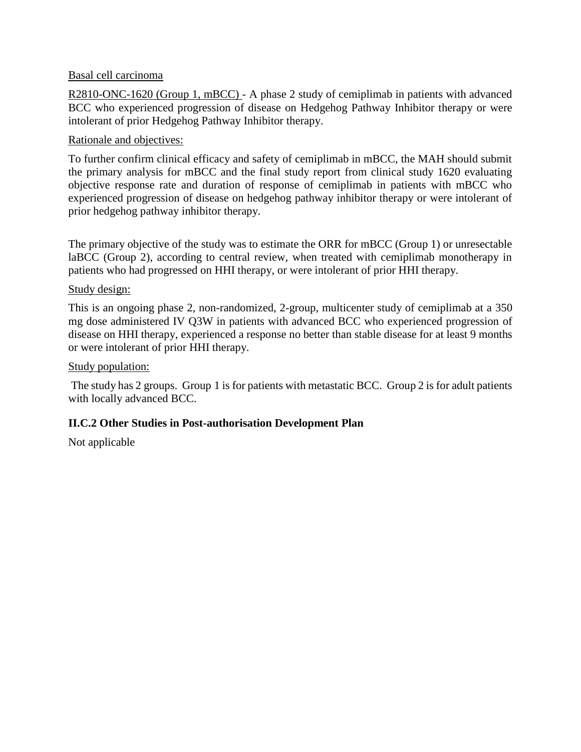Basal cell carcinoma

R2810-ONC-1620 (Group 1, mBCC) - A phase 2 study of cemiplimab in patients with advanced BCC who experienced progression of disease on Hedgehog Pathway Inhibitor therapy or were intolerant of prior Hedgehog Pathway Inhibitor therapy.

Rationale and objectives:

To further confirm clinical efficacy and safety of cemiplimab in mBCC, the MAH should submit the primary analysis for mBCC and the final study report from clinical study 1620 evaluating objective response rate and duration of response of cemiplimab in patients with mBCC who experienced progression of disease on hedgehog pathway inhibitor therapy or were intolerant of prior hedgehog pathway inhibitor therapy.

The primary objective of the study was to estimate the ORR for mBCC (Group 1) or unresectable laBCC (Group 2), according to central review, when treated with cemiplimab monotherapy in patients who had progressed on HHI therapy, or were intolerant of prior HHI therapy.

Study design:

This is an ongoing phase 2, non-randomized, 2-group, multicenter study of cemiplimab at a 350 mg dose administered IV Q3W in patients with advanced BCC who experienced progression of disease on HHI therapy, experienced a response no better than stable disease for at least 9 months or were intolerant of prior HHI therapy.

Study population:

The study has 2 groups. Group 1 is for patients with metastatic BCC. Group 2 is for adult patients with locally advanced BCC.

### II.C.2 Other Studies in Post-authorisation Development Plan

Not applicable